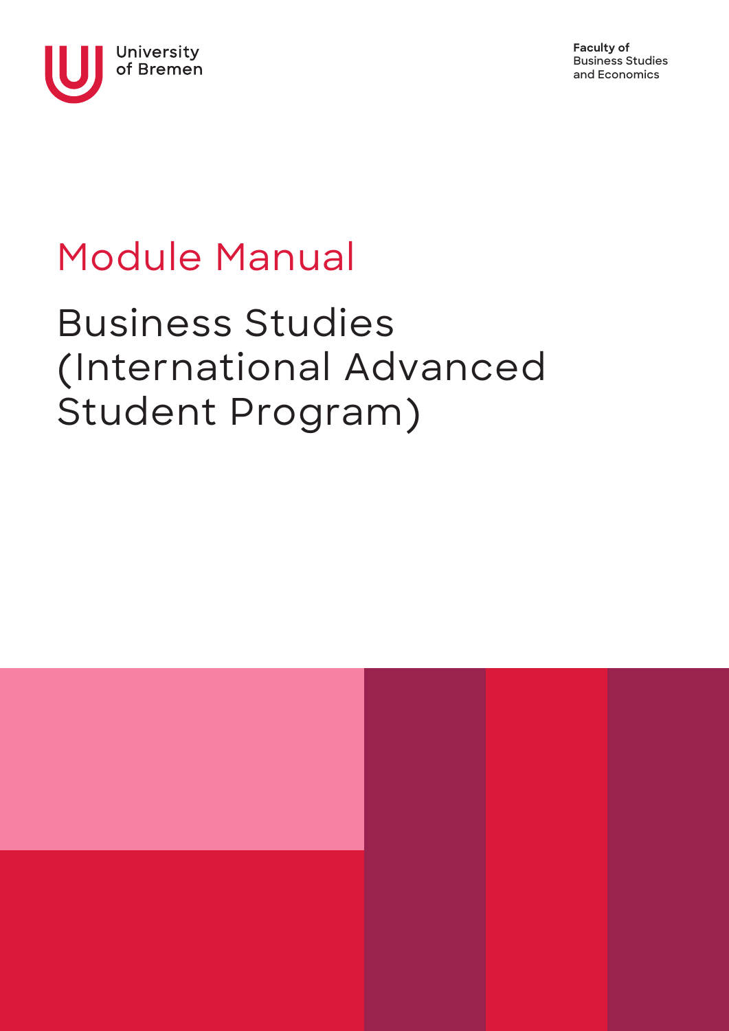University of Bremen

**Faculty of**
Business Studies
and Economics

# Module Manual

## Business Studies (International Advanced Student Program)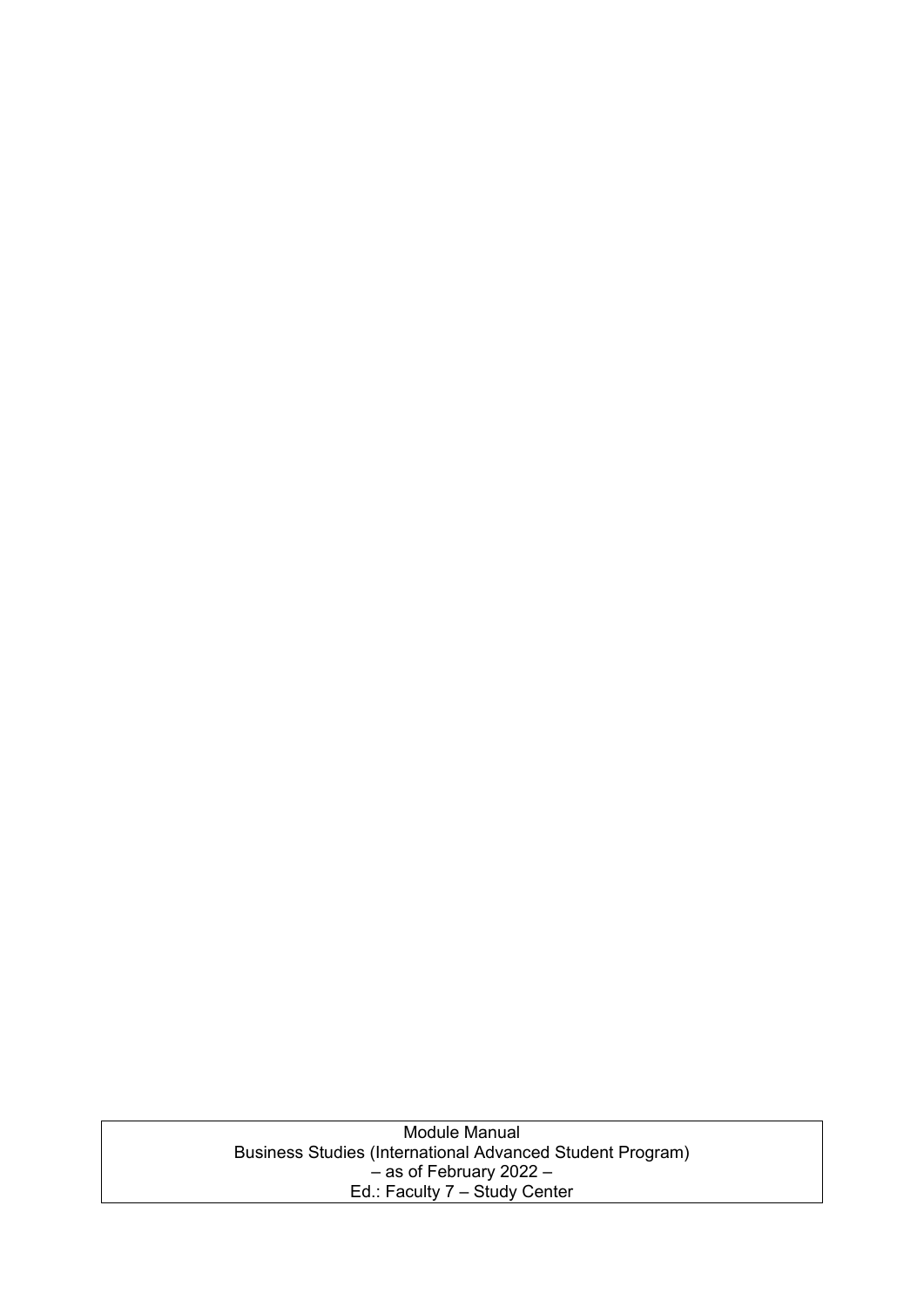Module Manual
Business Studies (International Advanced Student Program)
– as of February 2022 –
Ed.: Faculty 7 – Study Center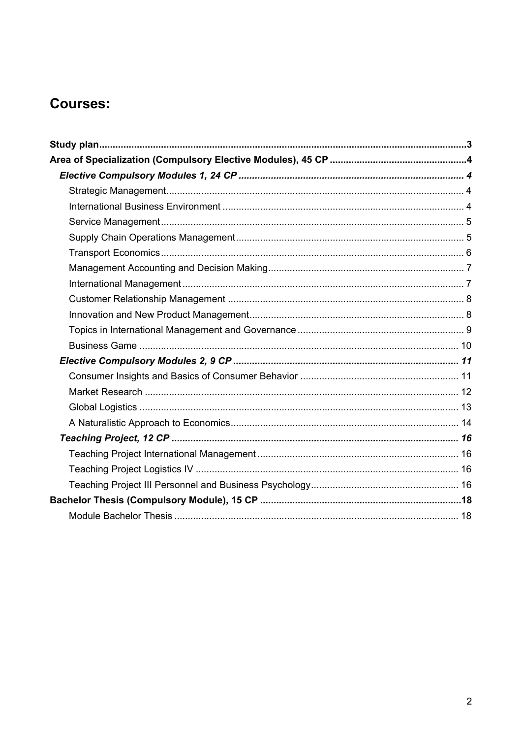# Courses:

**Study plan** ........................................................................................................................ **3**

**Area of Specialization (Compulsory Elective Modules), 45 CP** ................................................. **4**

***Elective Compulsory Modules 1, 24 CP*** ........................................................................ ***4***

- Strategic Management ........................................................................................ 4
- International Business Environment ..................................................................... 4
- Service Management ........................................................................................... 5
- Supply Chain Operations Management ................................................................. 5
- Transport Economics ........................................................................................... 6
- Management Accounting and Decision Making ..................................................... 7
- International Management .................................................................................... 7
- Customer Relationship Management ................................................................... 8
- Innovation and New Product Management ........................................................... 8
- Topics in International Management and Governance .......................................... 9
- Business Game ................................................................................................... 10

***Elective Compulsory Modules 2, 9 CP*** .......................................................................... ***11***

- Consumer Insights and Basics of Consumer Behavior ......................................... 11
- Market Research ................................................................................................. 12
- Global Logistics ................................................................................................... 13
- A Naturalistic Approach to Economics .................................................................. 14

***Teaching Project, 12 CP*** ............................................................................................... ***16***

- Teaching Project International Management ........................................................ 16
- Teaching Project Logistics IV ............................................................................... 16
- Teaching Project III Personnel and Business Psychology ..................................... 16

**Bachelor Thesis (Compulsory Module), 15 CP** .............................................................. **18**

- Module Bachelor Thesis ....................................................................................... 18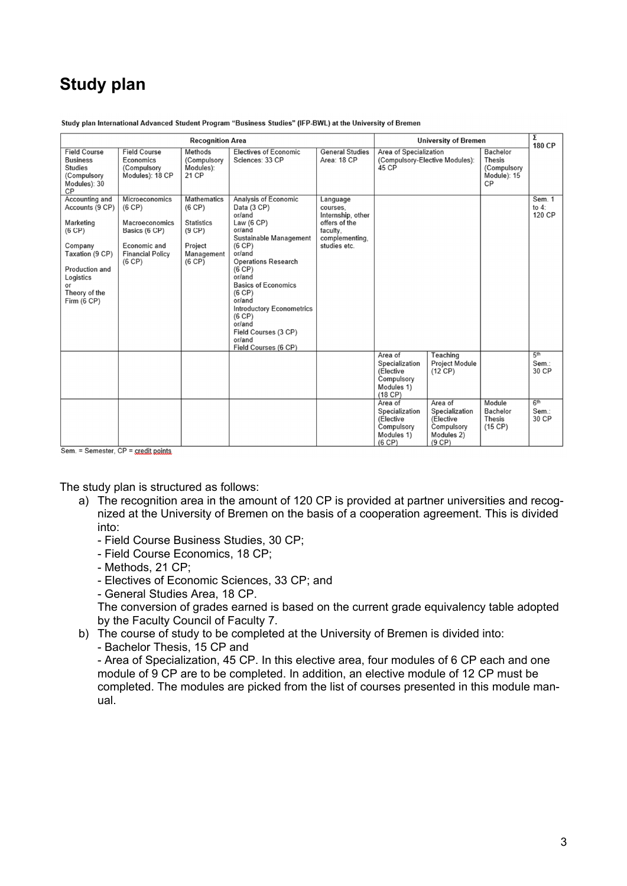# Study plan

Study plan International Advanced Student Program "Business Studies" (IFP-BWL) at the University of Bremen

| Recognition Area | | | | | University of Bremen | | | Σ 180 CP |
|---|---|---|---|---|---|---|---|---|
| Field Course Business Studies (Compulsory Modules): 30 CP | Field Course Economics (Compulsory Modules): 18 CP | Methods (Compulsory Modules): 21 CP | Electives of Economic Sciences: 33 CP | General Studies Area: 18 CP | Area of Specialization (Compulsory-Elective Modules): 45 CP | | Bachelor Thesis (Compulsory Module): 15 CP | |
| Accounting and Accounts (9 CP)<br><br>Marketing (6 CP)<br><br>Company Taxation (9 CP)<br><br>Production and Logistics or Theory of the Firm (6 CP) | Microeconomics (6 CP)<br><br>Macroeconomics Basics (6 CP)<br><br>Economic and Financial Policy (6 CP) | Mathematics (6 CP)<br><br>Statistics (9 CP)<br><br>Project Management (6 CP) | Analysis of Economic Data (3 CP) or/and Law (6 CP) or/and Sustainable Management (6 CP) or/and Operations Research (6 CP) or/and Basics of Economics (6 CP) or/and Introductory Econometrics (6 CP) or/and Field Courses (3 CP) or/and Field Courses (6 CP) | Language courses, Internship, other offers of the faculty, complementing, studies etc. | | | | Sem. 1 to 4: 120 CP |
| | | | | | Area of Specialization (Elective Compulsory Modules 1) (18 CP) | Teaching Project Module (12 CP) | | 5th Sem.: 30 CP |
| | | | | | Area of Specialization (Elective Compulsory Modules 1) (6 CP) | Area of Specialization (Elective Compulsory Modules 2) (9 CP) | Module Bachelor Thesis (15 CP) | 6th Sem.: 30 CP |

Sem. = Semester, CP = credit points

The study plan is structured as follows:

a) The recognition area in the amount of 120 CP is provided at partner universities and recognized at the University of Bremen on the basis of a cooperation agreement. This is divided into:
   - Field Course Business Studies, 30 CP;
   - Field Course Economics, 18 CP;
   - Methods, 21 CP;
   - Electives of Economic Sciences, 33 CP; and
   - General Studies Area, 18 CP.

   The conversion of grades earned is based on the current grade equivalency table adopted by the Faculty Council of Faculty 7.
b) The course of study to be completed at the University of Bremen is divided into:
   - Bachelor Thesis, 15 CP and
   - Area of Specialization, 45 CP. In this elective area, four modules of 6 CP each and one module of 9 CP are to be completed. In addition, an elective module of 12 CP must be completed. The modules are picked from the list of courses presented in this module manual.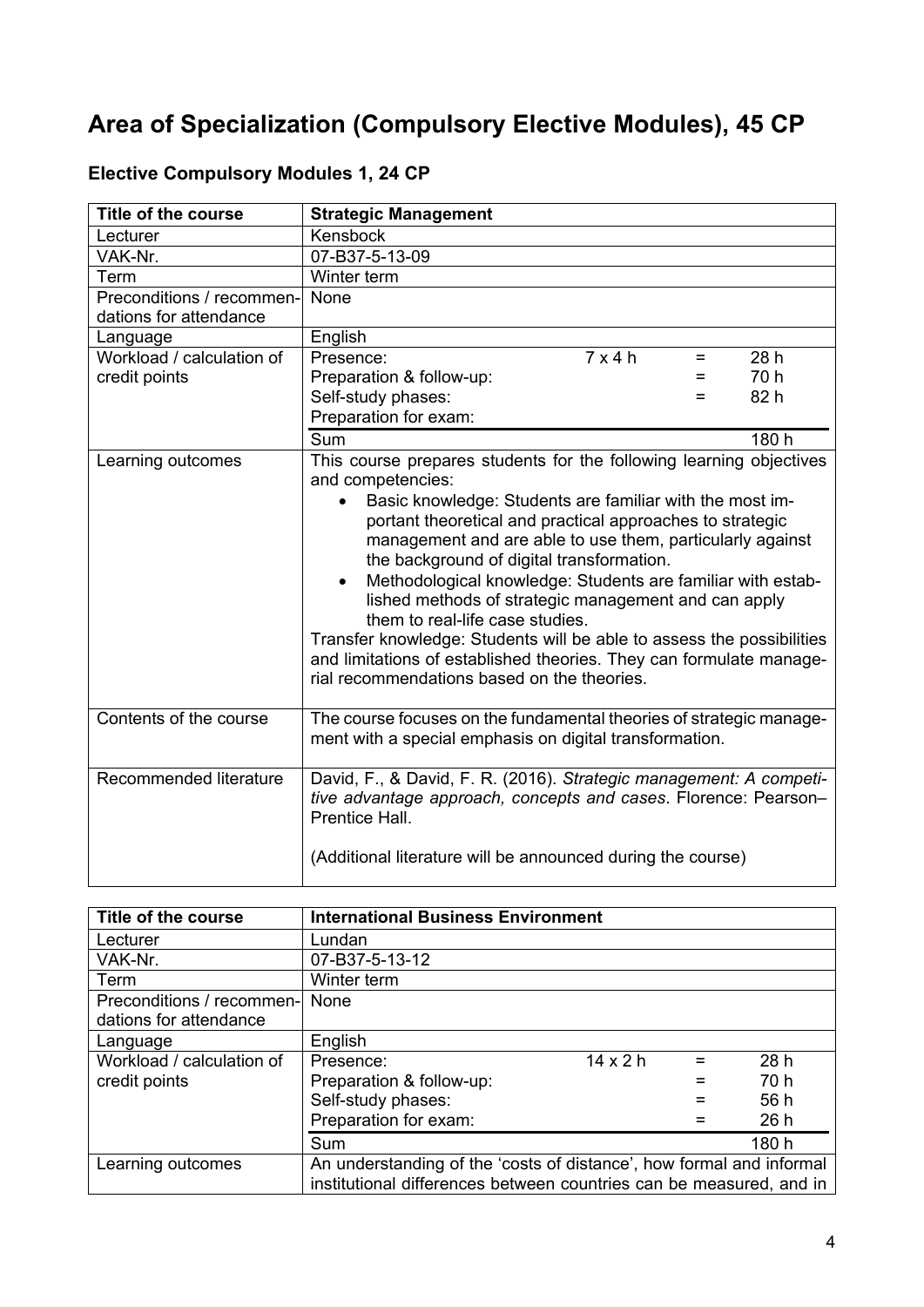# Area of Specialization (Compulsory Elective Modules), 45 CP

### Elective Compulsory Modules 1, 24 CP

| Title of the course | Strategic Management |
|---|---|
| Lecturer | Kensbock |
| VAK-Nr. | 07-B37-5-13-09 |
| Term | Winter term |
| Preconditions / recommendations for attendance | None |
| Language | English |
| Workload / calculation of credit points | Presence: 7 x 4 h = 28 h<br>Preparation & follow-up: = 70 h<br>Self-study phases: = 82 h<br>Preparation for exam:<br>Sum 180 h |
| Learning outcomes | This course prepares students for the following learning objectives and competencies:<br>• Basic knowledge: Students are familiar with the most important theoretical and practical approaches to strategic management and are able to use them, particularly against the background of digital transformation.<br>• Methodological knowledge: Students are familiar with established methods of strategic management and can apply them to real-life case studies.<br>Transfer knowledge: Students will be able to assess the possibilities and limitations of established theories. They can formulate managerial recommendations based on the theories. |
| Contents of the course | The course focuses on the fundamental theories of strategic management with a special emphasis on digital transformation. |
| Recommended literature | David, F., & David, F. R. (2016). *Strategic management: A competitive advantage approach, concepts and cases*. Florence: Pearson–Prentice Hall.<br><br>(Additional literature will be announced during the course) |

| Title of the course | International Business Environment |
|---|---|
| Lecturer | Lundan |
| VAK-Nr. | 07-B37-5-13-12 |
| Term | Winter term |
| Preconditions / recommendations for attendance | None |
| Language | English |
| Workload / calculation of credit points | Presence: 14 x 2 h = 28 h<br>Preparation & follow-up: = 70 h<br>Self-study phases: = 56 h<br>Preparation for exam: = 26 h<br>Sum 180 h |
| Learning outcomes | An understanding of the 'costs of distance', how formal and informal institutional differences between countries can be measured, and in |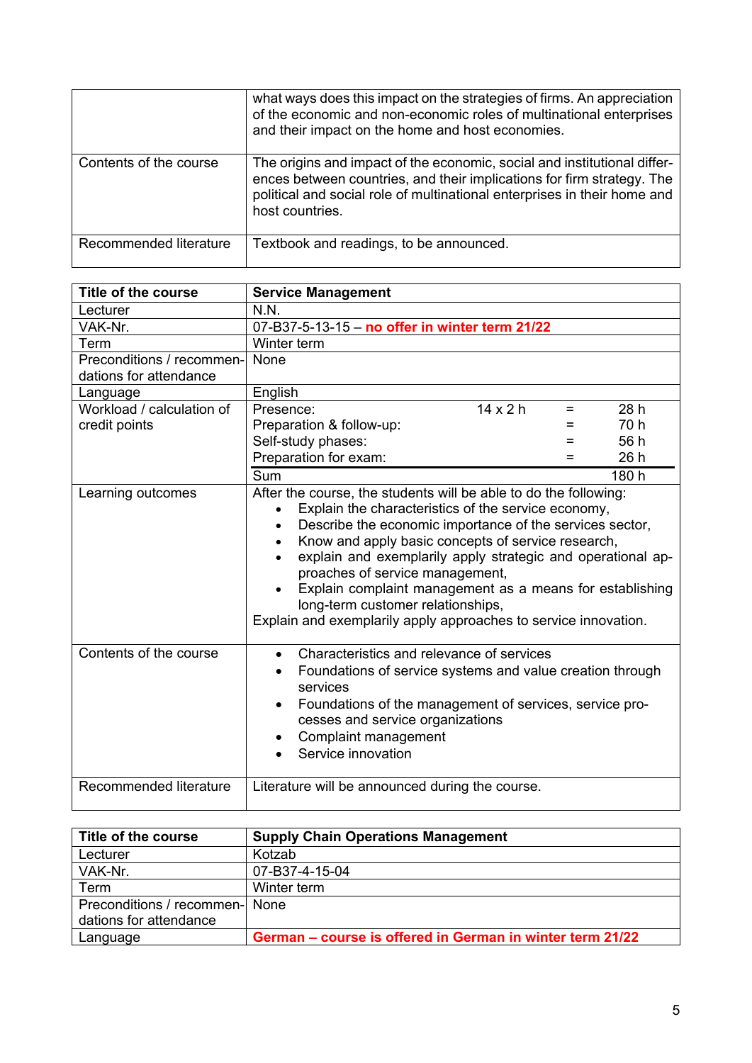| | |
|---|---|
| | what ways does this impact on the strategies of firms. An appreciation of the economic and non-economic roles of multinational enterprises and their impact on the home and host economies. |
| Contents of the course | The origins and impact of the economic, social and institutional differences between countries, and their implications for firm strategy. The political and social role of multinational enterprises in their home and host countries. |
| Recommended literature | Textbook and readings, to be announced. |

| **Title of the course** | **Service Management** |
|---|---|
| Lecturer | N.N. |
| VAK-Nr. | 07-B37-5-13-15 – **no offer in winter term 21/22** |
| Term | Winter term |
| Preconditions / recommendations for attendance | None |
| Language | English |
| Workload / calculation of credit points | Presence: 14 x 2 h = 28 h<br>Preparation & follow-up: = 70 h<br>Self-study phases: = 56 h<br>Preparation for exam: = 26 h<br>Sum 180 h |
| Learning outcomes | After the course, the students will be able to do the following:<br>• Explain the characteristics of the service economy,<br>• Describe the economic importance of the services sector,<br>• Know and apply basic concepts of service research,<br>• explain and exemplarily apply strategic and operational approaches of service management,<br>• Explain complaint management as a means for establishing long-term customer relationships,<br>Explain and exemplarily apply approaches to service innovation. |
| Contents of the course | • Characteristics and relevance of services<br>• Foundations of service systems and value creation through services<br>• Foundations of the management of services, service processes and service organizations<br>• Complaint management<br>• Service innovation |
| Recommended literature | Literature will be announced during the course. |

| **Title of the course** | **Supply Chain Operations Management** |
|---|---|
| Lecturer | Kotzab |
| VAK-Nr. | 07-B37-4-15-04 |
| Term | Winter term |
| Preconditions / recommendations for attendance | None |
| Language | **German – course is offered in German in winter term 21/22** |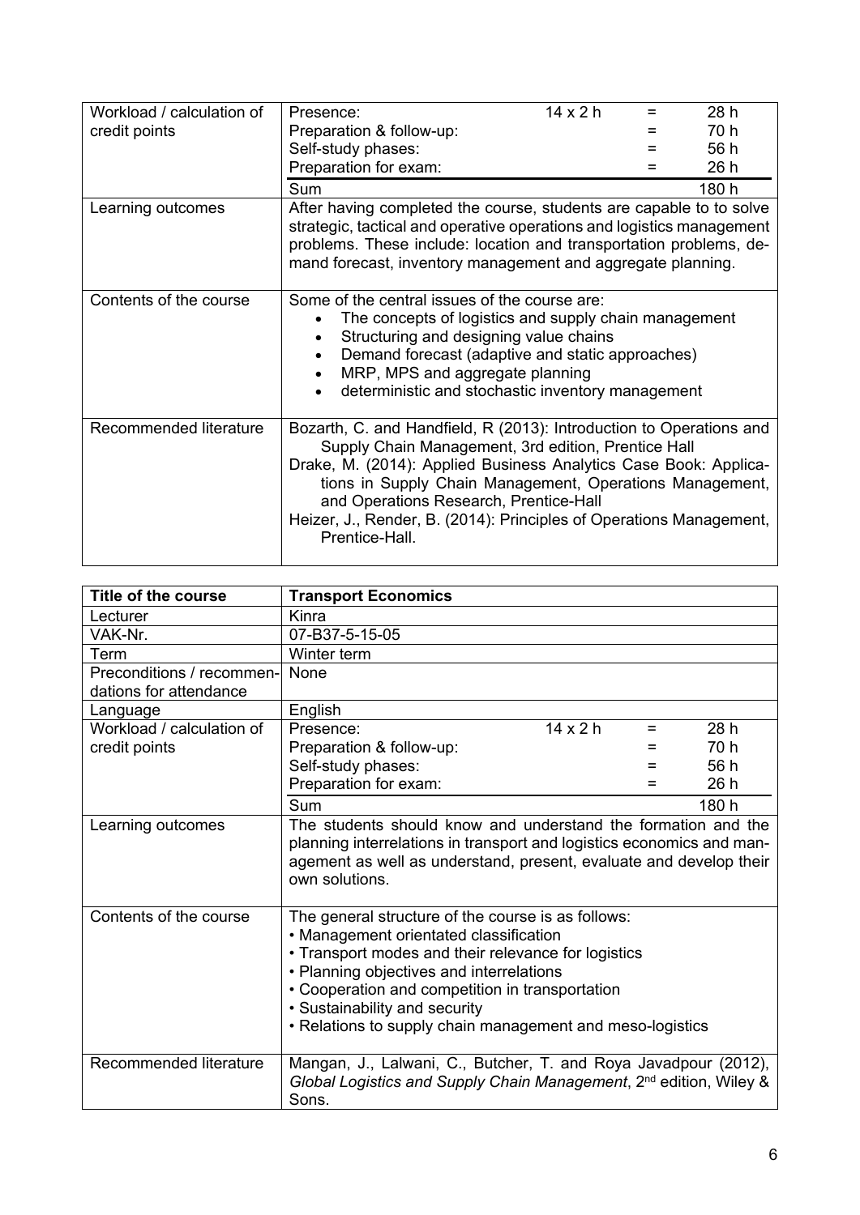| | |
|---|---|
| Workload / calculation of credit points | Presence: 14 x 2 h = 28 h<br>Preparation & follow-up: = 70 h<br>Self-study phases: = 56 h<br>Preparation for exam: = 26 h<br>Sum 180 h |
| Learning outcomes | After having completed the course, students are capable to to solve strategic, tactical and operative operations and logistics management problems. These include: location and transportation problems, demand forecast, inventory management and aggregate planning. |
| Contents of the course | Some of the central issues of the course are:<br>• The concepts of logistics and supply chain management<br>• Structuring and designing value chains<br>• Demand forecast (adaptive and static approaches)<br>• MRP, MPS and aggregate planning<br>• deterministic and stochastic inventory management |
| Recommended literature | Bozarth, C. and Handfield, R (2013): Introduction to Operations and Supply Chain Management, 3rd edition, Prentice Hall<br>Drake, M. (2014): Applied Business Analytics Case Book: Applications in Supply Chain Management, Operations Management, and Operations Research, Prentice-Hall<br>Heizer, J., Render, B. (2014): Principles of Operations Management, Prentice-Hall. |

| **Title of the course** | **Transport Economics** |
|---|---|
| Lecturer | Kinra |
| VAK-Nr. | 07-B37-5-15-05 |
| Term | Winter term |
| Preconditions / recommendations for attendance | None |
| Language | English |
| Workload / calculation of credit points | Presence: 14 x 2 h = 28 h<br>Preparation & follow-up: = 70 h<br>Self-study phases: = 56 h<br>Preparation for exam: = 26 h<br>Sum 180 h |
| Learning outcomes | The students should know and understand the formation and the planning interrelations in transport and logistics economics and management as well as understand, present, evaluate and develop their own solutions. |
| Contents of the course | The general structure of the course is as follows:<br>• Management orientated classification<br>• Transport modes and their relevance for logistics<br>• Planning objectives and interrelations<br>• Cooperation and competition in transportation<br>• Sustainability and security<br>• Relations to supply chain management and meso-logistics |
| Recommended literature | Mangan, J., Lalwani, C., Butcher, T. and Roya Javadpour (2012), *Global Logistics and Supply Chain Management*, 2nd edition, Wiley & Sons. |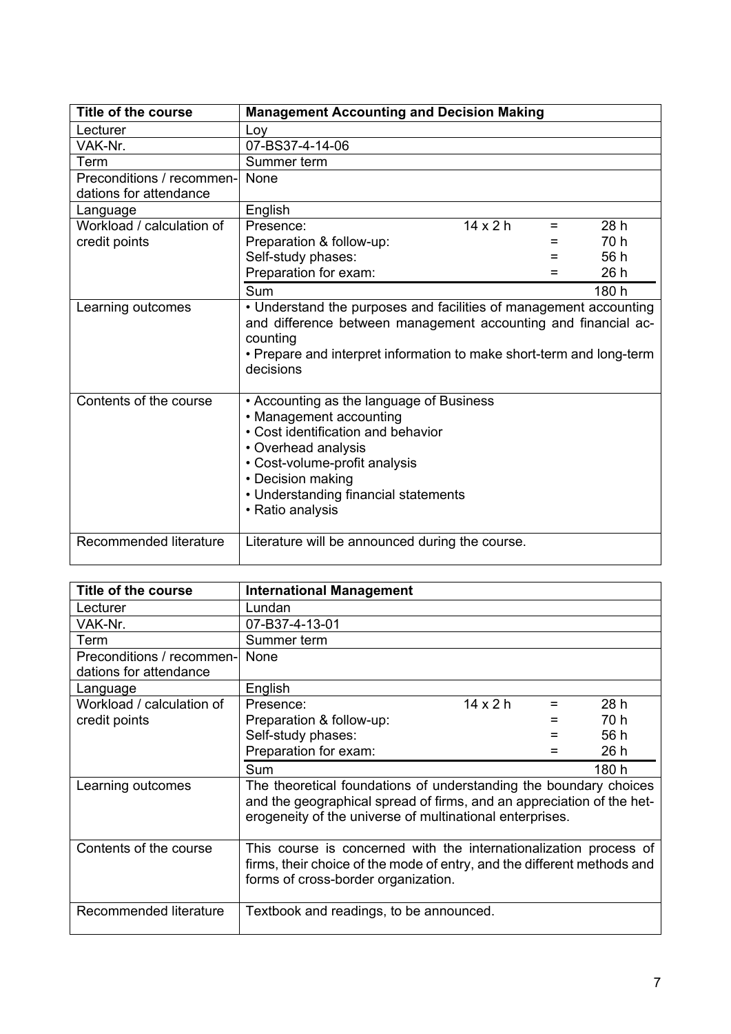| Title of the course | Management Accounting and Decision Making |
|---|---|
| Lecturer | Loy |
| VAK-Nr. | 07-BS37-4-14-06 |
| Term | Summer term |
| Preconditions / recommendations for attendance | None |
| Language | English |
| Workload / calculation of credit points | Presence: 14 x 2 h = 28 h<br>Preparation & follow-up: = 70 h<br>Self-study phases: = 56 h<br>Preparation for exam: = 26 h<br>Sum 180 h |
| Learning outcomes | • Understand the purposes and facilities of management accounting and difference between management accounting and financial accounting<br>• Prepare and interpret information to make short-term and long-term decisions |
| Contents of the course | • Accounting as the language of Business<br>• Management accounting<br>• Cost identification and behavior<br>• Overhead analysis<br>• Cost-volume-profit analysis<br>• Decision making<br>• Understanding financial statements<br>• Ratio analysis |
| Recommended literature | Literature will be announced during the course. |

| Title of the course | International Management |
|---|---|
| Lecturer | Lundan |
| VAK-Nr. | 07-B37-4-13-01 |
| Term | Summer term |
| Preconditions / recommendations for attendance | None |
| Language | English |
| Workload / calculation of credit points | Presence: 14 x 2 h = 28 h<br>Preparation & follow-up: = 70 h<br>Self-study phases: = 56 h<br>Preparation for exam: = 26 h<br>Sum 180 h |
| Learning outcomes | The theoretical foundations of understanding the boundary choices and the geographical spread of firms, and an appreciation of the heterogeneity of the universe of multinational enterprises. |
| Contents of the course | This course is concerned with the internationalization process of firms, their choice of the mode of entry, and the different methods and forms of cross-border organization. |
| Recommended literature | Textbook and readings, to be announced. |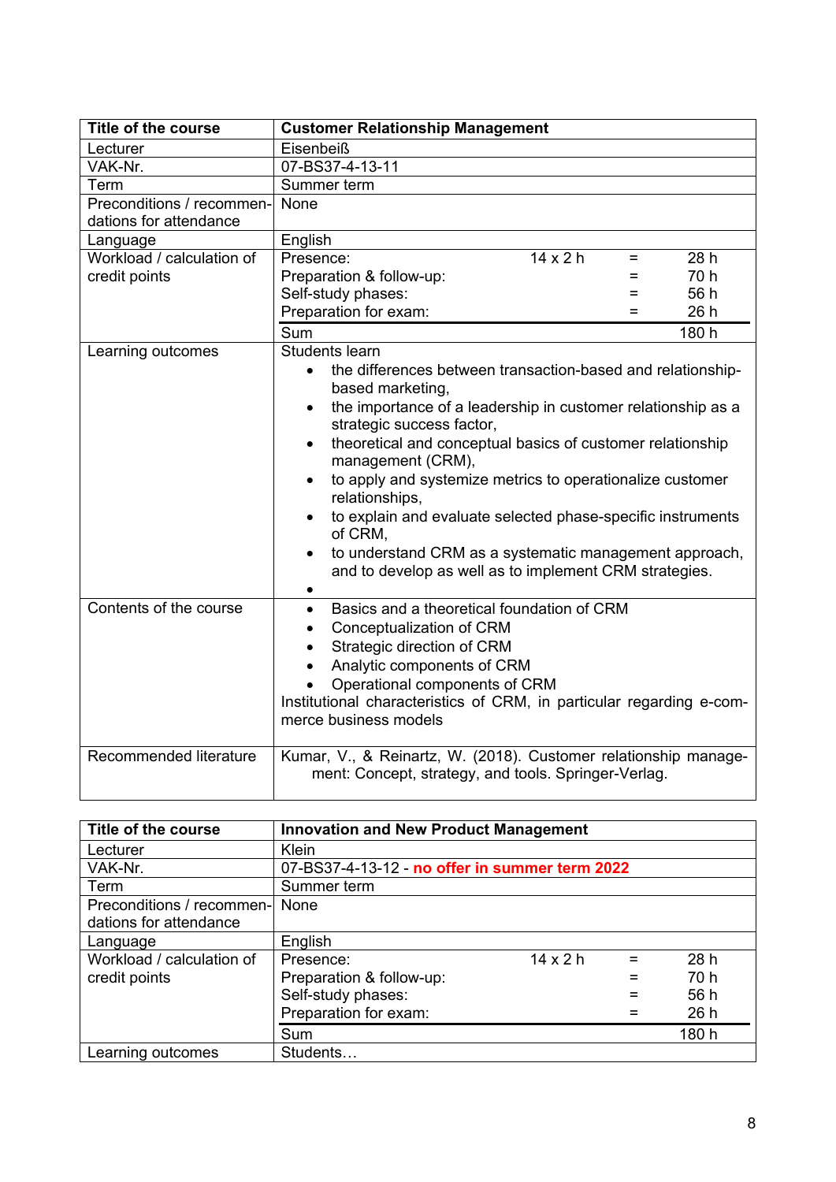| Title of the course | Customer Relationship Management |
|---|---|
| Lecturer | Eisenbeiß |
| VAK-Nr. | 07-BS37-4-13-11 |
| Term | Summer term |
| Preconditions / recommendations for attendance | None |
| Language | English |
| Workload / calculation of credit points | Presence: 14 x 2 h = 28 h<br>Preparation & follow-up: = 70 h<br>Self-study phases: = 56 h<br>Preparation for exam: = 26 h<br>Sum 180 h |
| Learning outcomes | Students learn<br>• the differences between transaction-based and relationship-based marketing,<br>• the importance of a leadership in customer relationship as a strategic success factor,<br>• theoretical and conceptual basics of customer relationship management (CRM),<br>• to apply and systemize metrics to operationalize customer relationships,<br>• to explain and evaluate selected phase-specific instruments of CRM,<br>• to understand CRM as a systematic management approach, and to develop as well as to implement CRM strategies.<br>• |
| Contents of the course | • Basics and a theoretical foundation of CRM<br>• Conceptualization of CRM<br>• Strategic direction of CRM<br>• Analytic components of CRM<br>• Operational components of CRM<br>Institutional characteristics of CRM, in particular regarding e-commerce business models |
| Recommended literature | Kumar, V., & Reinartz, W. (2018). Customer relationship management: Concept, strategy, and tools. Springer-Verlag. |

| Title of the course | Innovation and New Product Management |
|---|---|
| Lecturer | Klein |
| VAK-Nr. | 07-BS37-4-13-12 - **no offer in summer term 2022** |
| Term | Summer term |
| Preconditions / recommendations for attendance | None |
| Language | English |
| Workload / calculation of credit points | Presence: 14 x 2 h = 28 h<br>Preparation & follow-up: = 70 h<br>Self-study phases: = 56 h<br>Preparation for exam: = 26 h<br>Sum 180 h |
| Learning outcomes | Students… |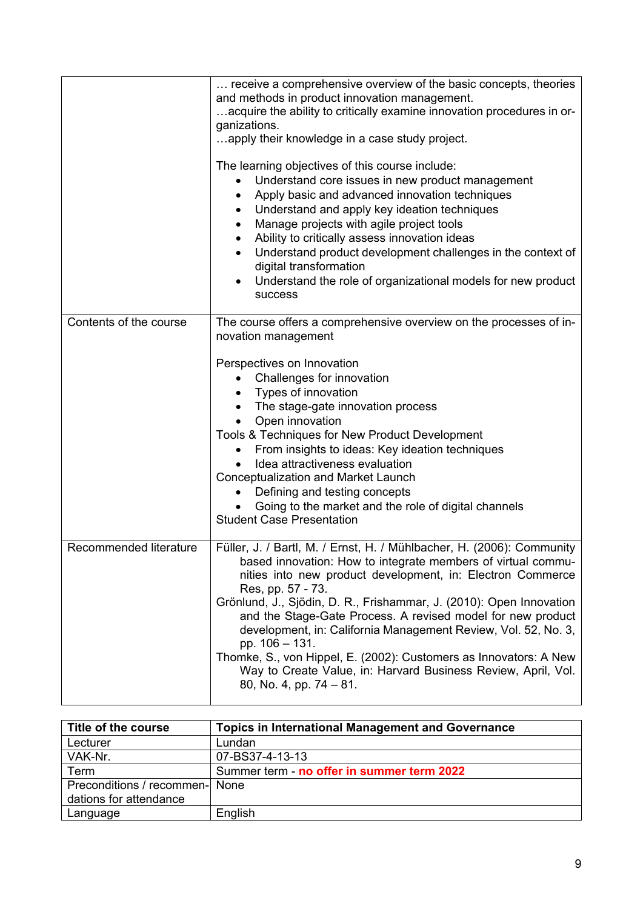| | |
|---|---|
| | … receive a comprehensive overview of the basic concepts, theories and methods in product innovation management.<br>…acquire the ability to critically examine innovation procedures in organizations.<br>…apply their knowledge in a case study project.<br><br>The learning objectives of this course include:<br>• Understand core issues in new product management<br>• Apply basic and advanced innovation techniques<br>• Understand and apply key ideation techniques<br>• Manage projects with agile project tools<br>• Ability to critically assess innovation ideas<br>• Understand product development challenges in the context of digital transformation<br>• Understand the role of organizational models for new product success |
| Contents of the course | The course offers a comprehensive overview on the processes of innovation management<br><br>Perspectives on Innovation<br>• Challenges for innovation<br>• Types of innovation<br>• The stage-gate innovation process<br>• Open innovation<br>Tools & Techniques for New Product Development<br>• From insights to ideas: Key ideation techniques<br>• Idea attractiveness evaluation<br>Conceptualization and Market Launch<br>• Defining and testing concepts<br>• Going to the market and the role of digital channels<br>Student Case Presentation |
| Recommended literature | Füller, J. / Bartl, M. / Ernst, H. / Mühlbacher, H. (2006): Community based innovation: How to integrate members of virtual communities into new product development, in: Electron Commerce Res, pp. 57 - 73.<br>Grönlund, J., Sjödin, D. R., Frishammar, J. (2010): Open Innovation and the Stage-Gate Process. A revised model for new product development, in: California Management Review, Vol. 52, No. 3, pp. 106 – 131.<br>Thomke, S., von Hippel, E. (2002): Customers as Innovators: A New Way to Create Value, in: Harvard Business Review, April, Vol. 80, No. 4, pp. 74 – 81. |

| **Title of the course** | **Topics in International Management and Governance** |
|---|---|
| Lecturer | Lundan |
| VAK-Nr. | 07-BS37-4-13-13 |
| Term | Summer term - **no offer in summer term 2022** |
| Preconditions / recommendations for attendance | None |
| Language | English |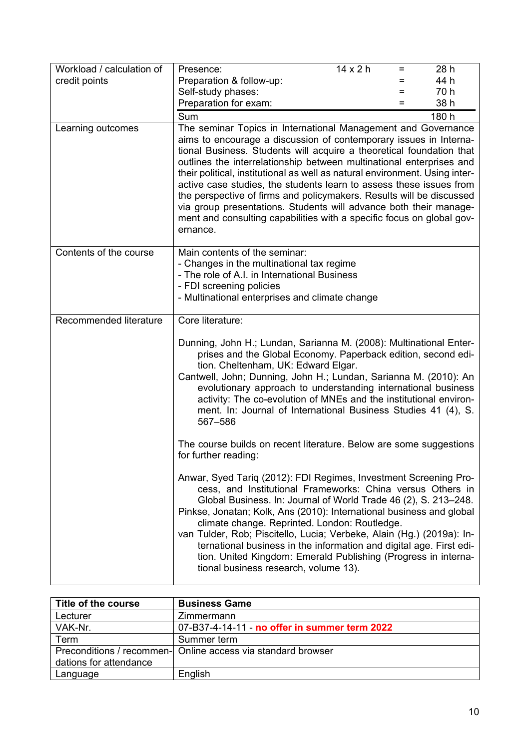| | |
|---|---|
| Workload / calculation of credit points | Presence: 14 x 2 h = 28 h<br>Preparation & follow-up: = 44 h<br>Self-study phases: = 70 h<br>Preparation for exam: = 38 h<br>Sum 180 h |
| Learning outcomes | The seminar Topics in International Management and Governance aims to encourage a discussion of contemporary issues in International Business. Students will acquire a theoretical foundation that outlines the interrelationship between multinational enterprises and their political, institutional as well as natural environment. Using interactive case studies, the students learn to assess these issues from the perspective of firms and policymakers. Results will be discussed via group presentations. Students will advance both their management and consulting capabilities with a specific focus on global governance. |
| Contents of the course | Main contents of the seminar:<br>- Changes in the multinational tax regime<br>- The role of A.I. in International Business<br>- FDI screening policies<br>- Multinational enterprises and climate change |
| Recommended literature | Core literature:<br><br>Dunning, John H.; Lundan, Sarianna M. (2008): Multinational Enterprises and the Global Economy. Paperback edition, second edition. Cheltenham, UK: Edward Elgar.<br>Cantwell, John; Dunning, John H.; Lundan, Sarianna M. (2010): An evolutionary approach to understanding international business activity: The co-evolution of MNEs and the institutional environment. In: Journal of International Business Studies 41 (4), S. 567–586<br><br>The course builds on recent literature. Below are some suggestions for further reading:<br><br>Anwar, Syed Tariq (2012): FDI Regimes, Investment Screening Process, and Institutional Frameworks: China versus Others in Global Business. In: Journal of World Trade 46 (2), S. 213–248.<br>Pinkse, Jonatan; Kolk, Ans (2010): International business and global climate change. Reprinted. London: Routledge.<br>van Tulder, Rob; Piscitello, Lucia; Verbeke, Alain (Hg.) (2019a): International business in the information and digital age. First edition. United Kingdom: Emerald Publishing (Progress in international business research, volume 13). |

| **Title of the course** | **Business Game** |
|---|---|
| Lecturer | Zimmermann |
| VAK-Nr. | 07-B37-4-14-11 - **no offer in summer term 2022** |
| Term | Summer term |
| Preconditions / recommendations for attendance | Online access via standard browser |
| Language | English |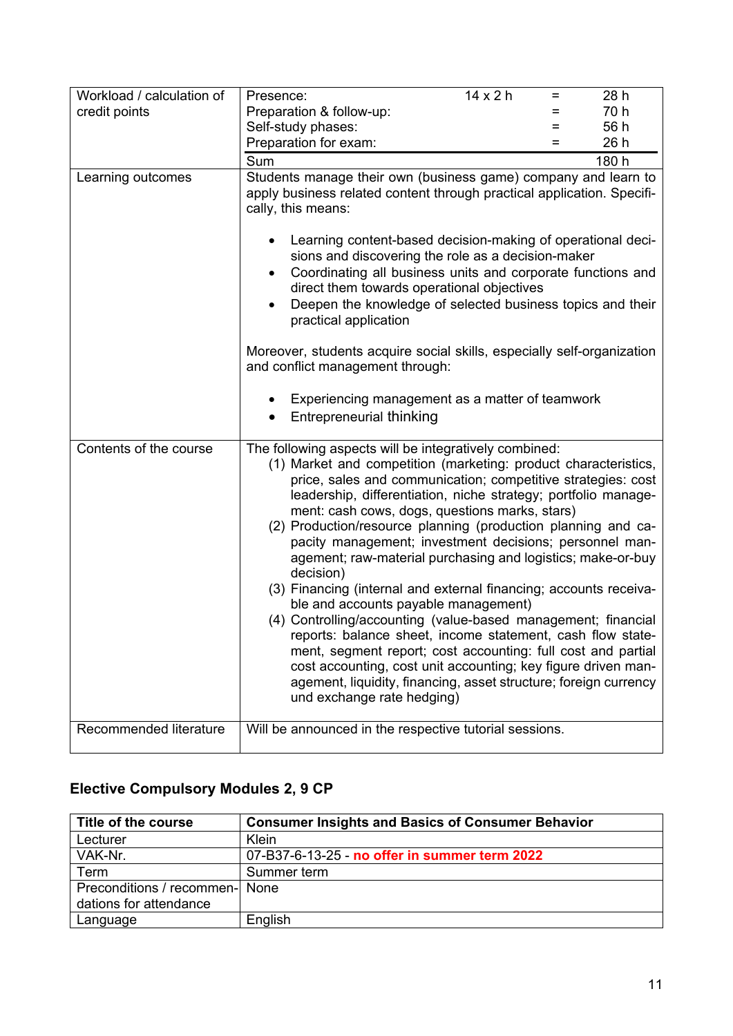| Workload / calculation of credit points | Presence: 14 x 2 h = 28 h<br>Preparation & follow-up: = 70 h<br>Self-study phases: = 56 h<br>Preparation for exam: = 26 h<br>Sum 180 h |
|---|---|
| Learning outcomes | Students manage their own (business game) company and learn to apply business related content through practical application. Specifically, this means:<br><br>• Learning content-based decision-making of operational decisions and discovering the role as a decision-maker<br>• Coordinating all business units and corporate functions and direct them towards operational objectives<br>• Deepen the knowledge of selected business topics and their practical application<br><br>Moreover, students acquire social skills, especially self-organization and conflict management through:<br><br>• Experiencing management as a matter of teamwork<br>• Entrepreneurial thinking |
| Contents of the course | The following aspects will be integratively combined:<br>(1) Market and competition (marketing: product characteristics, price, sales and communication; competitive strategies: cost leadership, differentiation, niche strategy; portfolio management: cash cows, dogs, questions marks, stars)<br>(2) Production/resource planning (production planning and capacity management; investment decisions; personnel management; raw-material purchasing and logistics; make-or-buy decision)<br>(3) Financing (internal and external financing; accounts receivable and accounts payable management)<br>(4) Controlling/accounting (value-based management; financial reports: balance sheet, income statement, cash flow statement, segment report; cost accounting: full cost and partial cost accounting, cost unit accounting; key figure driven management, liquidity, financing, asset structure; foreign currency und exchange rate hedging) |
| Recommended literature | Will be announced in the respective tutorial sessions. |

## Elective Compulsory Modules 2, 9 CP

| Title of the course | Consumer Insights and Basics of Consumer Behavior |
|---|---|
| Lecturer | Klein |
| VAK-Nr. | 07-B37-6-13-25 - **no offer in summer term 2022** |
| Term | Summer term |
| Preconditions / recommendations for attendance | None |
| Language | English |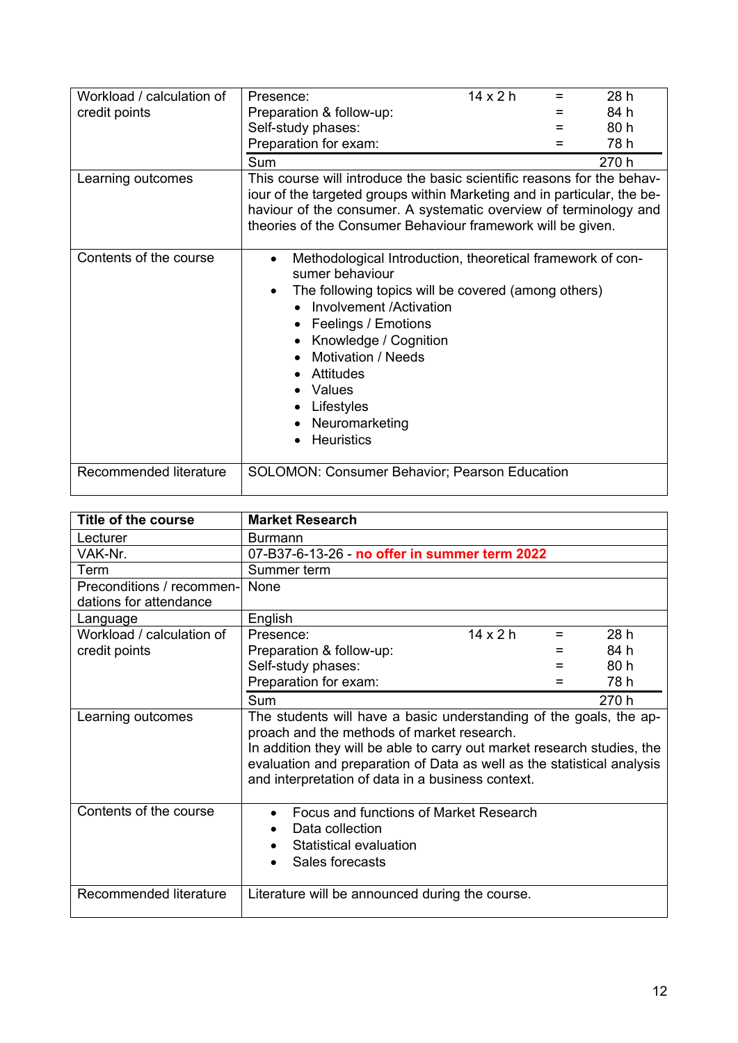| | |
|---|---|
| Workload / calculation of credit points | Presence: 14 x 2 h = 28 h<br>Preparation & follow-up: = 84 h<br>Self-study phases: = 80 h<br>Preparation for exam: = 78 h<br>Sum 270 h |
| Learning outcomes | This course will introduce the basic scientific reasons for the behaviour of the targeted groups within Marketing and in particular, the behaviour of the consumer. A systematic overview of terminology and theories of the Consumer Behaviour framework will be given. |
| Contents of the course | • Methodological Introduction, theoretical framework of consumer behaviour<br>• The following topics will be covered (among others)<br>&nbsp;&nbsp;• Involvement /Activation<br>&nbsp;&nbsp;• Feelings / Emotions<br>&nbsp;&nbsp;• Knowledge / Cognition<br>&nbsp;&nbsp;• Motivation / Needs<br>&nbsp;&nbsp;• Attitudes<br>&nbsp;&nbsp;• Values<br>&nbsp;&nbsp;• Lifestyles<br>&nbsp;&nbsp;• Neuromarketing<br>&nbsp;&nbsp;• Heuristics |
| Recommended literature | SOLOMON: Consumer Behavior; Pearson Education |

| **Title of the course** | **Market Research** |
|---|---|
| Lecturer | Burmann |
| VAK-Nr. | 07-B37-6-13-26 - **no offer in summer term 2022** |
| Term | Summer term |
| Preconditions / recommendations for attendance | None |
| Language | English |
| Workload / calculation of credit points | Presence: 14 x 2 h = 28 h<br>Preparation & follow-up: = 84 h<br>Self-study phases: = 80 h<br>Preparation for exam: = 78 h<br>Sum 270 h |
| Learning outcomes | The students will have a basic understanding of the goals, the approach and the methods of market research.<br>In addition they will be able to carry out market research studies, the evaluation and preparation of Data as well as the statistical analysis and interpretation of data in a business context. |
| Contents of the course | • Focus and functions of Market Research<br>• Data collection<br>• Statistical evaluation<br>• Sales forecasts |
| Recommended literature | Literature will be announced during the course. |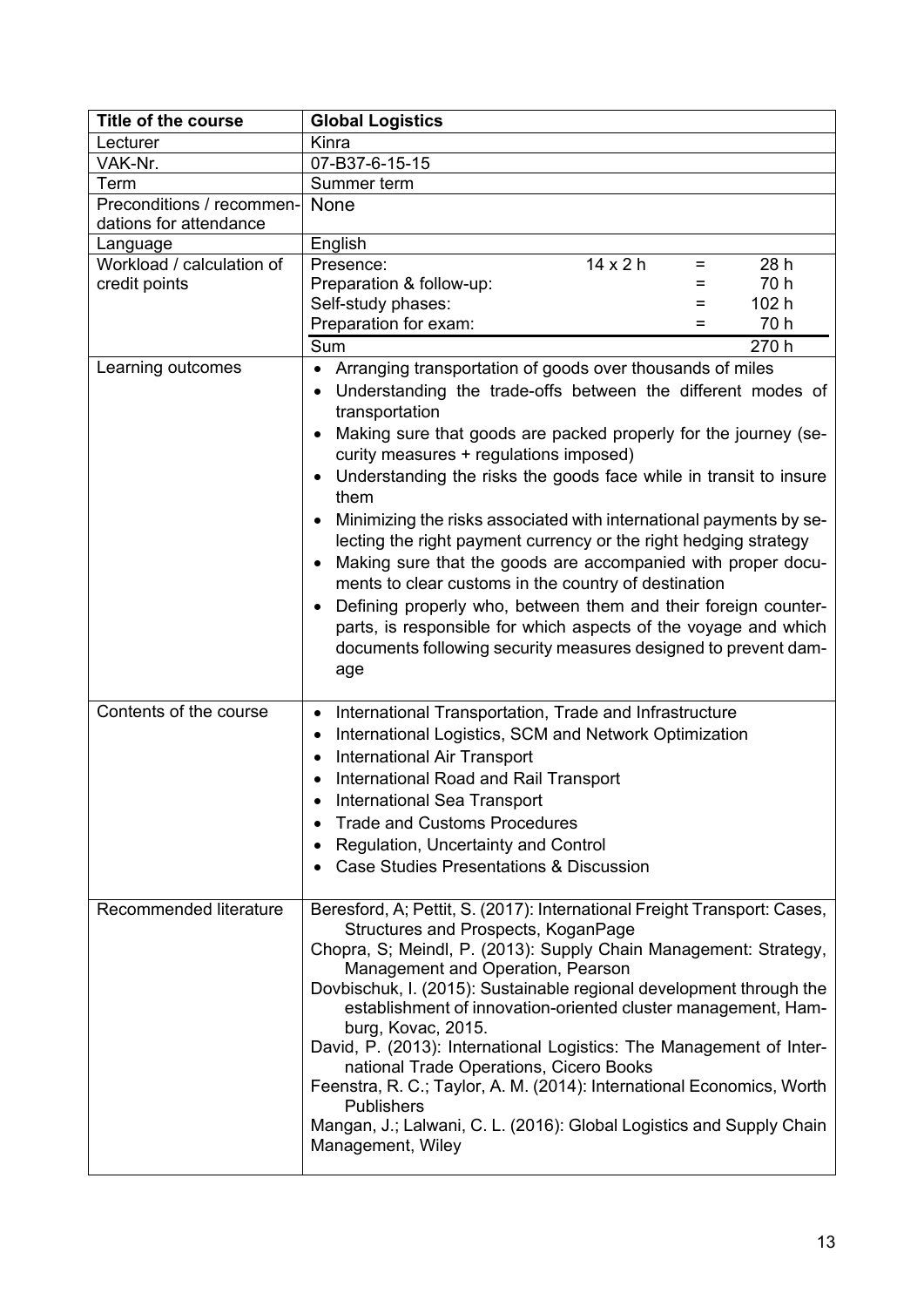| | |
|---|---|
| **Title of the course** | **Global Logistics** |
| Lecturer | Kinra |
| VAK-Nr. | 07-B37-6-15-15 |
| Term | Summer term |
| Preconditions / recommendations for attendance | None |
| Language | English |
| Workload / calculation of credit points | Presence: 14 x 2 h = 28 h<br>Preparation & follow-up: = 70 h<br>Self-study phases: = 102 h<br>Preparation for exam: = 70 h<br>Sum 270 h |
| Learning outcomes | • Arranging transportation of goods over thousands of miles<br>• Understanding the trade-offs between the different modes of transportation<br>• Making sure that goods are packed properly for the journey (security measures + regulations imposed)<br>• Understanding the risks the goods face while in transit to insure them<br>• Minimizing the risks associated with international payments by selecting the right payment currency or the right hedging strategy<br>• Making sure that the goods are accompanied with proper documents to clear customs in the country of destination<br>• Defining properly who, between them and their foreign counterparts, is responsible for which aspects of the voyage and which documents following security measures designed to prevent damage |
| Contents of the course | • International Transportation, Trade and Infrastructure<br>• International Logistics, SCM and Network Optimization<br>• International Air Transport<br>• International Road and Rail Transport<br>• International Sea Transport<br>• Trade and Customs Procedures<br>• Regulation, Uncertainty and Control<br>• Case Studies Presentations & Discussion |
| Recommended literature | Beresford, A; Pettit, S. (2017): International Freight Transport: Cases, Structures and Prospects, KoganPage<br>Chopra, S; Meindl, P. (2013): Supply Chain Management: Strategy, Management and Operation, Pearson<br>Dovbischuk, I. (2015): Sustainable regional development through the establishment of innovation-oriented cluster management, Hamburg, Kovac, 2015.<br>David, P. (2013): International Logistics: The Management of International Trade Operations, Cicero Books<br>Feenstra, R. C.; Taylor, A. M. (2014): International Economics, Worth Publishers<br>Mangan, J.; Lalwani, C. L. (2016): Global Logistics and Supply Chain Management, Wiley |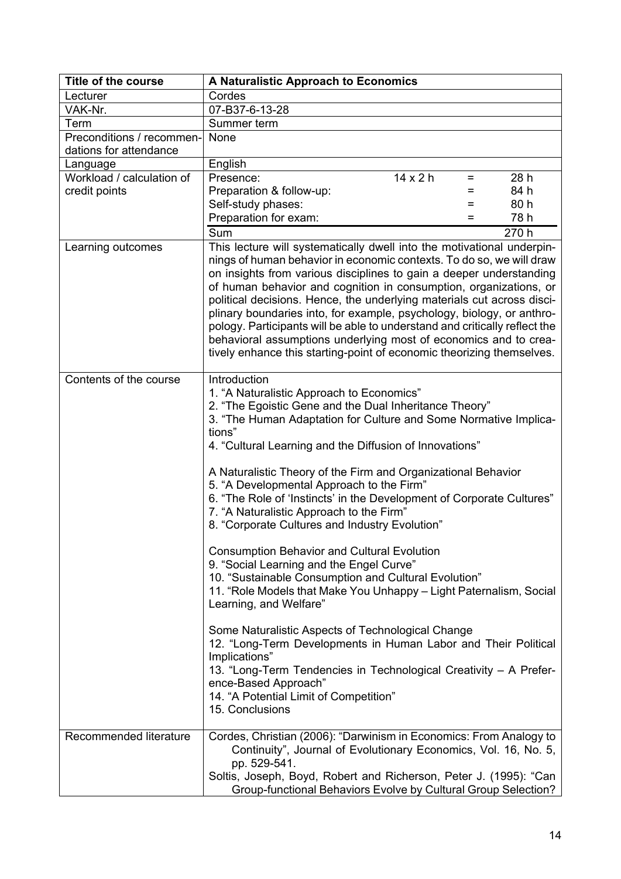| Title of the course | A Naturalistic Approach to Economics |
|---|---|
| Lecturer | Cordes |
| VAK-Nr. | 07-B37-6-13-28 |
| Term | Summer term |
| Preconditions / recommendations for attendance | None |
| Language | English |
| Workload / calculation of credit points | Presence: 14 x 2 h = 28 h<br>Preparation & follow-up: = 84 h<br>Self-study phases: = 80 h<br>Preparation for exam: = 78 h<br>Sum 270 h |
| Learning outcomes | This lecture will systematically dwell into the motivational underpinnings of human behavior in economic contexts. To do so, we will draw on insights from various disciplines to gain a deeper understanding of human behavior and cognition in consumption, organizations, or political decisions. Hence, the underlying materials cut across disciplinary boundaries into, for example, psychology, biology, or anthropology. Participants will be able to understand and critically reflect the behavioral assumptions underlying most of economics and to creatively enhance this starting-point of economic theorizing themselves. |
| Contents of the course | Introduction<br>1. "A Naturalistic Approach to Economics"<br>2. "The Egoistic Gene and the Dual Inheritance Theory"<br>3. "The Human Adaptation for Culture and Some Normative Implications"<br>4. "Cultural Learning and the Diffusion of Innovations"<br><br>A Naturalistic Theory of the Firm and Organizational Behavior<br>5. "A Developmental Approach to the Firm"<br>6. "The Role of 'Instincts' in the Development of Corporate Cultures"<br>7. "A Naturalistic Approach to the Firm"<br>8. "Corporate Cultures and Industry Evolution"<br><br>Consumption Behavior and Cultural Evolution<br>9. "Social Learning and the Engel Curve"<br>10. "Sustainable Consumption and Cultural Evolution"<br>11. "Role Models that Make You Unhappy – Light Paternalism, Social Learning, and Welfare"<br><br>Some Naturalistic Aspects of Technological Change<br>12. "Long-Term Developments in Human Labor and Their Political Implications"<br>13. "Long-Term Tendencies in Technological Creativity – A Preference-Based Approach"<br>14. "A Potential Limit of Competition"<br>15. Conclusions |
| Recommended literature | Cordes, Christian (2006): "Darwinism in Economics: From Analogy to Continuity", Journal of Evolutionary Economics, Vol. 16, No. 5, pp. 529-541.<br>Soltis, Joseph, Boyd, Robert and Richerson, Peter J. (1995): "Can Group-functional Behaviors Evolve by Cultural Group Selection? |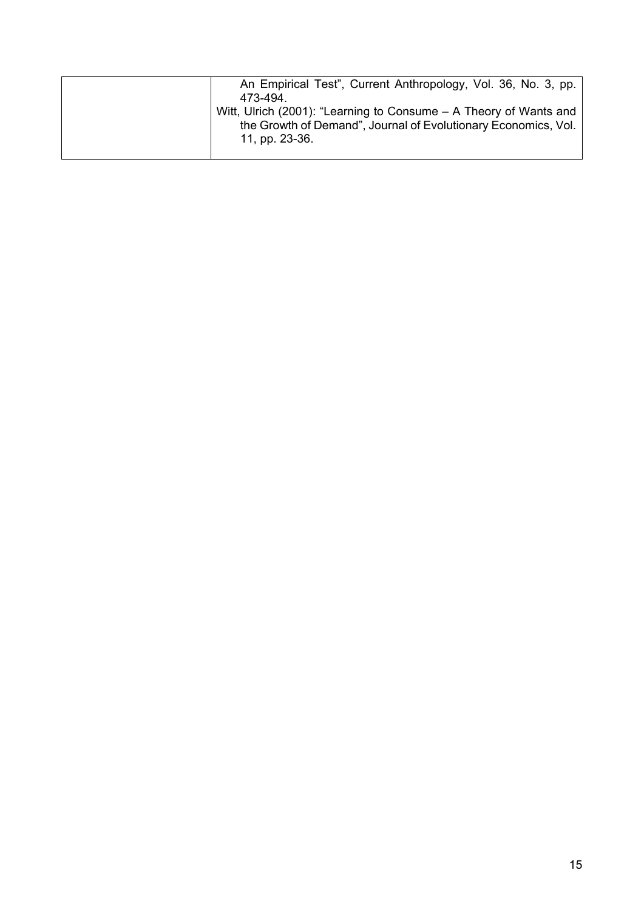| | |
|---|---|
| | An Empirical Test", Current Anthropology, Vol. 36, No. 3, pp. 473-494.<br>Witt, Ulrich (2001): "Learning to Consume – A Theory of Wants and the Growth of Demand", Journal of Evolutionary Economics, Vol. 11, pp. 23-36. |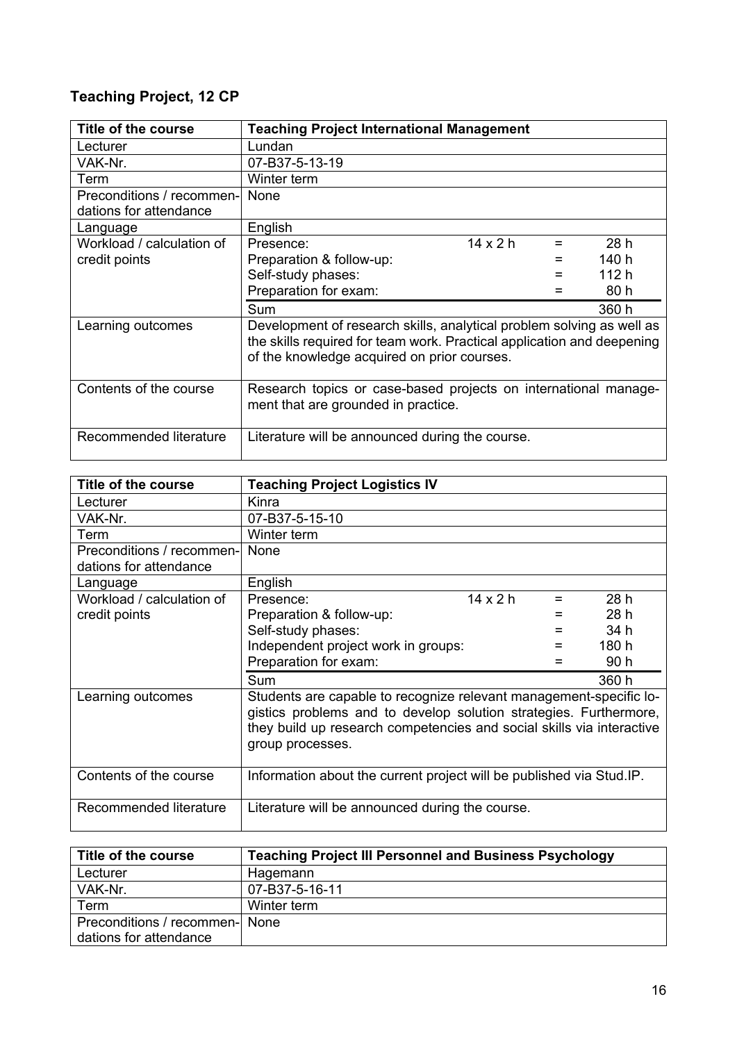## Teaching Project, 12 CP

| Title of the course | Teaching Project International Management |
| --- | --- |
| Lecturer | Lundan |
| VAK-Nr. | 07-B37-5-13-19 |
| Term | Winter term |
| Preconditions / recommendations for attendance | None |
| Language | English |
| Workload / calculation of credit points | Presence: 14 x 2 h = 28 h<br>Preparation & follow-up: = 140 h<br>Self-study phases: = 112 h<br>Preparation for exam: = 80 h<br>Sum 360 h |
| Learning outcomes | Development of research skills, analytical problem solving as well as the skills required for team work. Practical application and deepening of the knowledge acquired on prior courses. |
| Contents of the course | Research topics or case-based projects on international management that are grounded in practice. |
| Recommended literature | Literature will be announced during the course. |

| Title of the course | Teaching Project Logistics IV |
| --- | --- |
| Lecturer | Kinra |
| VAK-Nr. | 07-B37-5-15-10 |
| Term | Winter term |
| Preconditions / recommendations for attendance | None |
| Language | English |
| Workload / calculation of credit points | Presence: 14 x 2 h = 28 h<br>Preparation & follow-up: = 28 h<br>Self-study phases: = 34 h<br>Independent project work in groups: = 180 h<br>Preparation for exam: = 90 h<br>Sum 360 h |
| Learning outcomes | Students are capable to recognize relevant management-specific logistics problems and to develop solution strategies. Furthermore, they build up research competencies and social skills via interactive group processes. |
| Contents of the course | Information about the current project will be published via Stud.IP. |
| Recommended literature | Literature will be announced during the course. |

| Title of the course | Teaching Project III Personnel and Business Psychology |
| --- | --- |
| Lecturer | Hagemann |
| VAK-Nr. | 07-B37-5-16-11 |
| Term | Winter term |
| Preconditions / recommendations for attendance | None |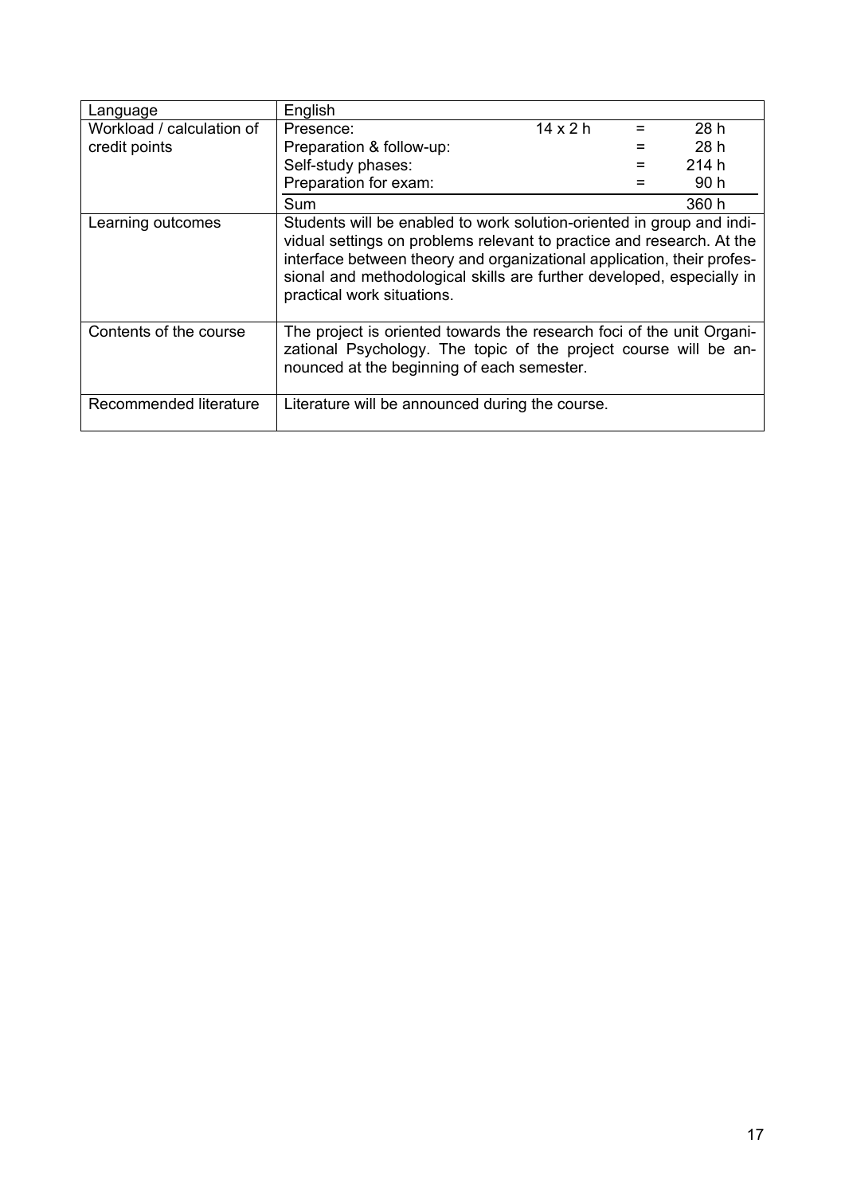| Language | English |
|---|---|
| Workload / calculation of credit points | Presence: 14 x 2 h = 28 h<br>Preparation & follow-up: = 28 h<br>Self-study phases: = 214 h<br>Preparation for exam: = 90 h<br>Sum 360 h |
| Learning outcomes | Students will be enabled to work solution-oriented in group and individual settings on problems relevant to practice and research. At the interface between theory and organizational application, their professional and methodological skills are further developed, especially in practical work situations. |
| Contents of the course | The project is oriented towards the research foci of the unit Organizational Psychology. The topic of the project course will be announced at the beginning of each semester. |
| Recommended literature | Literature will be announced during the course. |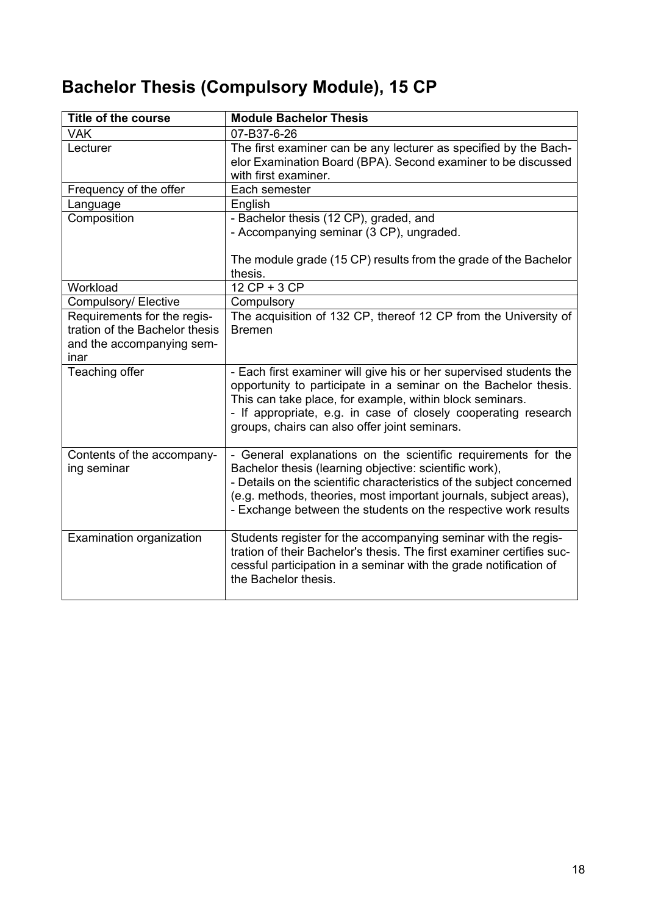# Bachelor Thesis (Compulsory Module), 15 CP

| **Title of the course** | **Module Bachelor Thesis** |
|---|---|
| VAK | 07-B37-6-26 |
| Lecturer | The first examiner can be any lecturer as specified by the Bachelor Examination Board (BPA). Second examiner to be discussed with first examiner. |
| Frequency of the offer | Each semester |
| Language | English |
| Composition | - Bachelor thesis (12 CP), graded, and<br>- Accompanying seminar (3 CP), ungraded.<br><br>The module grade (15 CP) results from the grade of the Bachelor thesis. |
| Workload | 12 CP + 3 CP |
| Compulsory/ Elective | Compulsory |
| Requirements for the registration of the Bachelor thesis and the accompanying seminar | The acquisition of 132 CP, thereof 12 CP from the University of Bremen |
| Teaching offer | - Each first examiner will give his or her supervised students the opportunity to participate in a seminar on the Bachelor thesis. This can take place, for example, within block seminars.<br>- If appropriate, e.g. in case of closely cooperating research groups, chairs can also offer joint seminars. |
| Contents of the accompanying seminar | - General explanations on the scientific requirements for the Bachelor thesis (learning objective: scientific work),<br>- Details on the scientific characteristics of the subject concerned (e.g. methods, theories, most important journals, subject areas),<br>- Exchange between the students on the respective work results |
| Examination organization | Students register for the accompanying seminar with the registration of their Bachelor's thesis. The first examiner certifies successful participation in a seminar with the grade notification of the Bachelor thesis. |